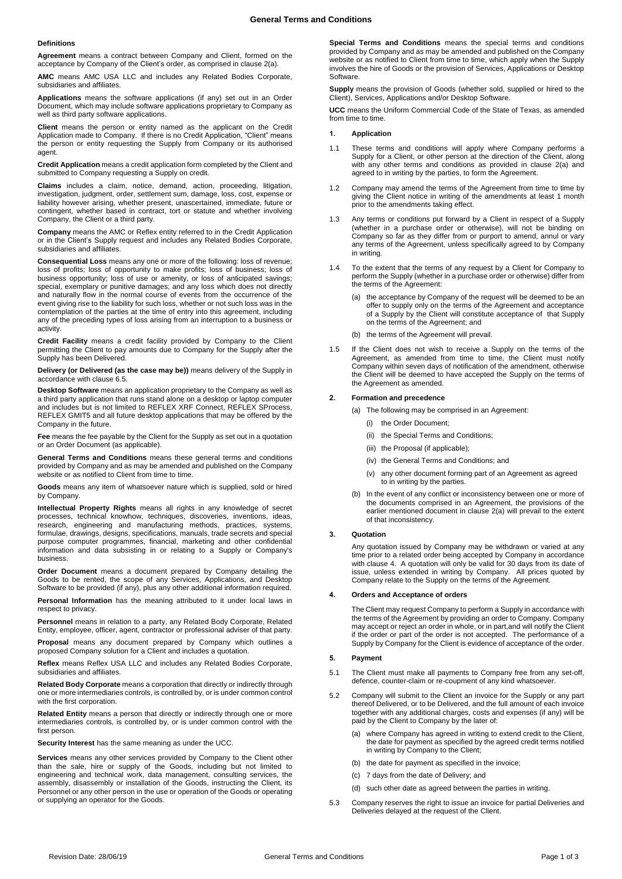# General Terms and Conditions

## Definitions

**Agreement** means a contract between Company and Client, formed on the acceptance by Company of the Client's order, as comprised in clause 2(a).

**AMC** means AMC USA LLC and includes any Related Bodies Corporate, subsidiaries and affiliates.

**Applications** means the software applications (if any) set out in an Order Document, which may include software applications proprietary to Company as well as third party software applications.

**Client** means the person or entity named as the applicant on the Credit Application made to Company. If there is no Credit Application, "Client" means the person or entity requesting the Supply from Company or its authorised agent.

**Credit Application** means a credit application form completed by the Client and submitted to Company requesting a Supply on credit.

**Claims** includes a claim, notice, demand, action, proceeding, litigation, investigation, judgment, order, settlement sum, damage, loss, cost, expense or liability however arising, whether present, unascertained, immediate, future or contingent, whether based in contract, tort or statute and whether involving Company, the Client or a third party.

**Company** means the AMC or Reflex entity referred to in the Credit Application or in the Client's Supply request and includes any Related Bodies Corporate, subsidiaries and affiliates.

**Consequential Loss** means any one or more of the following: loss of revenue; loss of profits; loss of opportunity to make profits; loss of business; loss of business opportunity; loss of use or amenity, or loss of anticipated savings; special, exemplary or punitive damages; and any loss which does not directly and naturally flow in the normal course of events from the occurrence of the event giving rise to the liability for such loss, whether or not such loss was in the contemplation of the parties at the time of entry into this agreement, including any of the preceding types of loss arising from an interruption to a business or activity.

**Credit Facility** means a credit facility provided by Company to the Client permitting the Client to pay amounts due to Company for the Supply after the Supply has been Delivered.

**Delivery (or Delivered (as the case may be))** means delivery of the Supply in accordance with clause 6.5.

**Desktop Software** means an application proprietary to the Company as well as a third party application that runs stand alone on a desktop or laptop computer and includes but is not limited to REFLEX XRF Connect, REFLEX SProcess, REFLEX GMIT5 and all future desktop applications that may be offered by the Company in the future.

**Fee** means the fee payable by the Client for the Supply as set out in a quotation or an Order Document (as applicable).

**General Terms and Conditions** means these general terms and conditions provided by Company and as may be amended and published on the Company website or as notified to Client from time to time.

**Goods** means any item of whatsoever nature which is supplied, sold or hired by Company.

**Intellectual Property Rights** means all rights in any knowledge of secret processes, technical knowhow, techniques, discoveries, inventions, ideas, research, engineering and manufacturing methods, practices, systems, formulae, drawings, designs, specifications, manuals, trade secrets and special purpose computer programmes, financial, marketing and other confidential information and data subsisting in or relating to a Supply or Company's business.

**Order Document** means a document prepared by Company detailing the Goods to be rented, the scope of any Services, Applications, and Desktop Software to be provided (if any), plus any other additional information required.

**Personal Information** has the meaning attributed to it under local laws in respect to privacy.

**Personnel** means in relation to a party, any Related Body Corporate, Related Entity, employee, officer, agent, contractor or professional adviser of that party.

**Proposal** means any document prepared by Company which outlines a proposed Company solution for a Client and includes a quotation.

**Reflex** means Reflex USA LLC and includes any Related Bodies Corporate, subsidiaries and affiliates.

**Related Body Corporate** means a corporation that directly or indirectly through one or more intermediaries controls, is controlled by, or is under common control with the first corporation.

**Related Entity** means a person that directly or indirectly through one or more intermediaries controls, is controlled by, or is under common control with the first person.

**Security Interest** has the same meaning as under the UCC.

**Services** means any other services provided by Company to the Client other than the sale, hire or supply of the Goods, including but not limited to engineering and technical work, data management, consulting services, the assembly, disassembly or installation of the Goods, instructing the Client, its Personnel or any other person in the use or operation of the Goods or operating or supplying an operator for the Goods.

**Special Terms and Conditions** means the special terms and conditions provided by Company and as may be amended and published on the Company website or as notified to Client from time to time, which apply when the Supply involves the hire of Goods or the provision of Services, Applications or Desktop Software.

**Supply** means the provision of Goods (whether sold, supplied or hired to the Client), Services, Applications and/or Desktop Software.

**UCC** means the Uniform Commercial Code of the State of Texas, as amended from time to time.

## 1. Application

1.1 These terms and conditions will apply where Company performs a Supply for a Client, or other person at the direction of the Client, along with any other terms and conditions as provided in clause 2(a) and agreed to in writing by the parties, to form the Agreement.

1.2 Company may amend the terms of the Agreement from time to time by giving the Client notice in writing of the amendments at least 1 month prior to the amendments taking effect.

1.3 Any terms or conditions put forward by a Client in respect of a Supply (whether in a purchase order or otherwise), will not be binding on Company so far as they differ from or purport to amend, annul or vary any terms of the Agreement, unless specifically agreed to by Company in writing.

1.4 To the extent that the terms of any request by a Client for Company to perform the Supply (whether in a purchase order or otherwise) differ from the terms of the Agreement:

(a) the acceptance by Company of the request will be deemed to be an offer to supply only on the terms of the Agreement and acceptance of a Supply by the Client will constitute acceptance of that Supply on the terms of the Agreement; and

(b) the terms of the Agreement will prevail.

1.5 If the Client does not wish to receive a Supply on the terms of the Agreement, as amended from time to time, the Client must notify Company within seven days of notification of the amendment, otherwise the Client will be deemed to have accepted the Supply on the terms of the Agreement as amended.

## 2. Formation and precedence

(a) The following may be comprised in an Agreement:

(i) the Order Document;

(ii) the Special Terms and Conditions;

(iii) the Proposal (if applicable);

(iv) the General Terms and Conditions; and

(v) any other document forming part of an Agreement as agreed to in writing by the parties.

(b) In the event of any conflict or inconsistency between one or more of the documents comprised in an Agreement, the provisions of the earlier mentioned document in clause 2(a) will prevail to the extent of that inconsistency.

## 3. Quotation

Any quotation issued by Company may be withdrawn or varied at any time prior to a related order being accepted by Company in accordance with clause 4. A quotation will only be valid for 30 days from its date of issue, unless extended in writing by Company. All prices quoted by Company relate to the Supply on the terms of the Agreement.

## 4. Orders and Acceptance of orders

The Client may request Company to perform a Supply in accordance with the terms of the Agreement by providing an order to Company. Company may accept or reject an order in whole, or in part,and will notify the Client if the order or part of the order is not accepted. The performance of a Supply by Company for the Client is evidence of acceptance of the order.

## 5. Payment

5.1 The Client must make all payments to Company free from any set-off, defence, counter-claim or re-coupment of any kind whatsoever.

5.2 Company will submit to the Client an invoice for the Supply or any part thereof Delivered, or to be Delivered, and the full amount of each invoice together with any additional charges, costs and expenses (if any) will be paid by the Client to Company by the later of:

(a) where Company has agreed in writing to extend credit to the Client, the date for payment as specified by the agreed credit terms notified in writing by Company to the Client;

(b) the date for payment as specified in the invoice;

(c) 7 days from the date of Delivery; and

(d) such other date as agreed between the parties in writing.

5.3 Company reserves the right to issue an invoice for partial Deliveries and Deliveries delayed at the request of the Client.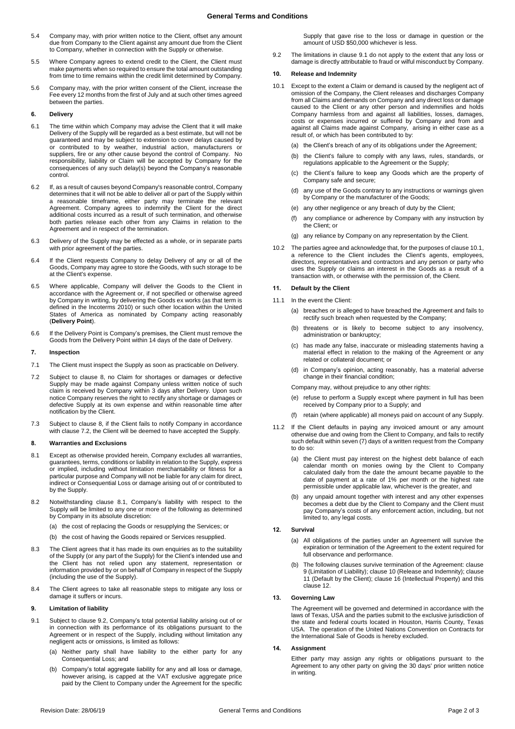5.4 Company may, with prior written notice to the Client, offset any amount due from Company to the Client against any amount due from the Client to Company, whether in connection with the Supply or otherwise.

5.5 Where Company agrees to extend credit to the Client, the Client must make payments when so required to ensure the total amount outstanding from time to time remains within the credit limit determined by Company.

5.6 Company may, with the prior written consent of the Client, increase the Fee every 12 months from the first of July and at such other times agreed between the parties.

## 6. Delivery

6.1 The time within which Company may advise the Client that it will make Delivery of the Supply will be regarded as a best estimate, but will not be guaranteed and may be subject to extension to cover delays caused by or contributed to by weather, industrial action, manufacturers or suppliers, fire or any other cause beyond the control of Company. No responsibility, liability or Claim will be accepted by Company for the consequences of any such delay(s) beyond the Company's reasonable control.

6.2 If, as a result of causes beyond Company's reasonable control, Company determines that it will not be able to deliver all or part of the Supply within a reasonable timeframe, either party may terminate the relevant Agreement. Company agrees to indemnify the Client for the direct additional costs incurred as a result of such termination, and otherwise both parties release each other from any Claims in relation to the Agreement and in respect of the termination.

6.3 Delivery of the Supply may be effected as a whole, or in separate parts with prior agreement of the parties.

6.4 If the Client requests Company to delay Delivery of any or all of the Goods, Company may agree to store the Goods, with such storage to be at the Client's expense.

6.5 Where applicable, Company will deliver the Goods to the Client in accordance with the Agreement or, if not specified or otherwise agreed by Company in writing, by delivering the Goods ex works (as that term is defined in the Incoterms 2010) or such other location within the United States of America as nominated by Company acting reasonably (**Delivery Point**).

6.6 If the Delivery Point is Company's premises, the Client must remove the Goods from the Delivery Point within 14 days of the date of Delivery.

## 7. Inspection

7.1 The Client must inspect the Supply as soon as practicable on Delivery.

7.2 Subject to clause 8, no Claim for shortages or damages or defective Supply may be made against Company unless written notice of such claim is received by Company within 3 days after Delivery. Upon such notice Company reserves the right to rectify any shortage or damages or defective Supply at its own expense and within reasonable time after notification by the Client.

7.3 Subject to clause 8, if the Client fails to notify Company in accordance with clause 7.2, the Client will be deemed to have accepted the Supply.

## 8. Warranties and Exclusions

8.1 Except as otherwise provided herein, Company excludes all warranties, guarantees, terms, conditions or liability in relation to the Supply, express or implied, including without limitation merchantability or fitness for a particular purpose and Company will not be liable for any claim for direct, indirect or Consequential Loss or damage arising out of or contributed to by the Supply.

8.2 Notwithstanding clause 8.1, Company's liability with respect to the Supply will be limited to any one or more of the following as determined by Company in its absolute discretion:

(a) the cost of replacing the Goods or resupplying the Services; or

(b) the cost of having the Goods repaired or Services resupplied.

8.3 The Client agrees that it has made its own enquiries as to the suitability of the Supply (or any part of the Supply) for the Client's intended use and the Client has not relied upon any statement, representation or information provided by or on behalf of Company in respect of the Supply (including the use of the Supply).

8.4 The Client agrees to take all reasonable steps to mitigate any loss or damage it suffers or incurs.

## 9. Limitation of liability

9.1 Subject to clause 9.2, Company's total potential liability arising out of or in connection with its performance of its obligations pursuant to the Agreement or in respect of the Supply, including without limitation any negligent acts or omissions, is limited as follows:

(a) Neither party shall have liability to the either party for any Consequential Loss; and

(b) Company's total aggregate liability for any and all loss or damage, however arising, is capped at the VAT exclusive aggregate price paid by the Client to Company under the Agreement for the specific Supply that gave rise to the loss or damage in question or the amount of USD $50,000 whichever is less.

9.2 The limitations in clause 9.1 do not apply to the extent that any loss or damage is directly attributable to fraud or wilful misconduct by Company.

## 10. Release and Indemnity

10.1 Except to the extent a Claim or demand is caused by the negligent act of omission of the Company, the Client releases and discharges Company from all Claims and demands on Company and any direct loss or damage caused to the Client or any other person and indemnifies and holds Company harmless from and against all liabilities, losses, damages, costs or expenses incurred or suffered by Company and from and against all Claims made against Company, arising in either case as a result of, or which has been contributed to by:

(a) the Client's breach of any of its obligations under the Agreement;

(b) the Client's failure to comply with any laws, rules, standards, or regulations applicable to the Agreement or the Supply;

(c) the Client's failure to keep any Goods which are the property of Company safe and secure;

(d) any use of the Goods contrary to any instructions or warnings given by Company or the manufacturer of the Goods;

(e) any other negligence or any breach of duty by the Client;

(f) any compliance or adherence by Company with any instruction by the Client; or

(g) any reliance by Company on any representation by the Client.

10.2 The parties agree and acknowledge that, for the purposes of clause 10.1, a reference to the Client includes the Client's agents, employees, directors, representatives and contractors and any person or party who uses the Supply or claims an interest in the Goods as a result of a transaction with, or otherwise with the permission of, the Client.

## 11. Default by the Client

11.1 In the event the Client:

(a) breaches or is alleged to have breached the Agreement and fails to rectify such breach when requested by the Company;

(b) threatens or is likely to become subject to any insolvency, administration or bankruptcy;

(c) has made any false, inaccurate or misleading statements having a material effect in relation to the making of the Agreement or any related or collateral document; or

(d) in Company's opinion, acting reasonably, has a material adverse change in their financial condition;

Company may, without prejudice to any other rights:

(e) refuse to perform a Supply except where payment in full has been received by Company prior to a Supply; and

(f) retain (where applicable) all moneys paid on account of any Supply.

11.2 If the Client defaults in paying any invoiced amount or any amount otherwise due and owing from the Client to Company, and fails to rectify such default within seven (7) days of a written request from the Company to do so:

(a) the Client must pay interest on the highest debt balance of each calendar month on monies owing by the Client to Company calculated daily from the date the amount became payable to the date of payment at a rate of 1% per month or the highest rate permissible under applicable law, whichever is the greater, and

(b) any unpaid amount together with interest and any other expenses becomes a debt due by the Client to Company and the Client must pay Company's costs of any enforcement action, including, but not limited to, any legal costs.

## 12. Survival

(a) All obligations of the parties under an Agreement will survive the expiration or termination of the Agreement to the extent required for full observance and performance.

(b) The following clauses survive termination of the Agreement: clause 9 (Limitation of Liability); clause 10 (Release and Indemnity); clause 11 (Default by the Client); clause 16 (Intellectual Property) and this clause 12.

## 13. Governing Law

The Agreement will be governed and determined in accordance with the laws of Texas, USA and the parties submit to the exclusive jurisdiction of the state and federal courts located in Houston, Harris County, Texas USA. The operation of the United Nations Convention on Contracts for the International Sale of Goods is hereby excluded.

## 14. Assignment

Either party may assign any rights or obligations pursuant to the Agreement to any other party on giving the 30 days' prior written notice in writing.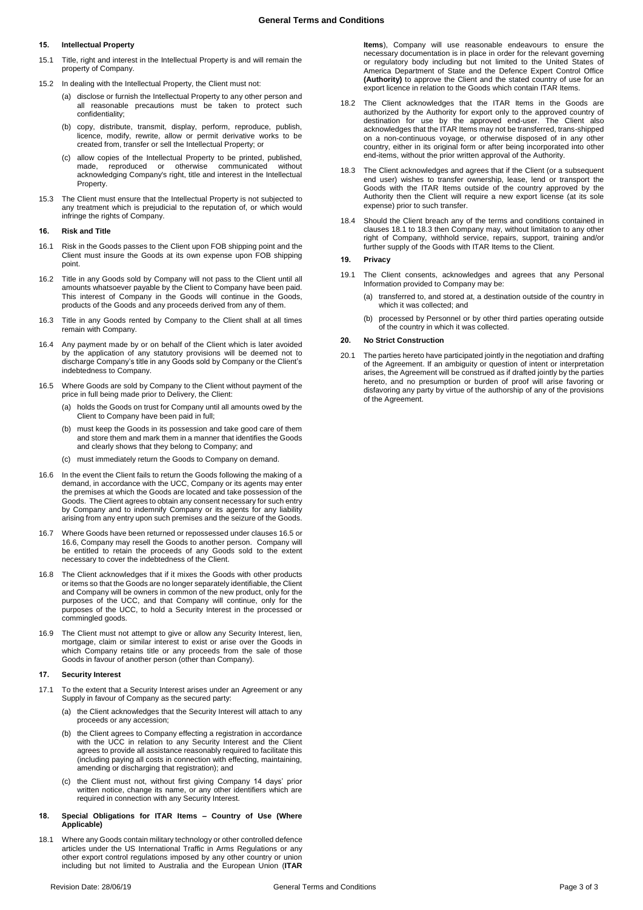## 15. Intellectual Property

15.1 Title, right and interest in the Intellectual Property is and will remain the property of Company.

15.2 In dealing with the Intellectual Property, the Client must not:

(a) disclose or furnish the Intellectual Property to any other person and all reasonable precautions must be taken to protect such confidentiality;

(b) copy, distribute, transmit, display, perform, reproduce, publish, licence, modify, rewrite, allow or permit derivative works to be created from, transfer or sell the Intellectual Property; or

(c) allow copies of the Intellectual Property to be printed, published, made, reproduced or otherwise communicated without acknowledging Company's right, title and interest in the Intellectual Property.

15.3 The Client must ensure that the Intellectual Property is not subjected to any treatment which is prejudicial to the reputation of, or which would infringe the rights of Company.

## 16. Risk and Title

16.1 Risk in the Goods passes to the Client upon FOB shipping point and the Client must insure the Goods at its own expense upon FOB shipping point.

16.2 Title in any Goods sold by Company will not pass to the Client until all amounts whatsoever payable by the Client to Company have been paid. This interest of Company in the Goods will continue in the Goods, products of the Goods and any proceeds derived from any of them.

16.3 Title in any Goods rented by Company to the Client shall at all times remain with Company.

16.4 Any payment made by or on behalf of the Client which is later avoided by the application of any statutory provisions will be deemed not to discharge Company's title in any Goods sold by Company or the Client's indebtedness to Company.

16.5 Where Goods are sold by Company to the Client without payment of the price in full being made prior to Delivery, the Client:

(a) holds the Goods on trust for Company until all amounts owed by the Client to Company have been paid in full;

(b) must keep the Goods in its possession and take good care of them and store them and mark them in a manner that identifies the Goods and clearly shows that they belong to Company; and

(c) must immediately return the Goods to Company on demand.

16.6 In the event the Client fails to return the Goods following the making of a demand, in accordance with the UCC, Company or its agents may enter the premises at which the Goods are located and take possession of the Goods. The Client agrees to obtain any consent necessary for such entry by Company and to indemnify Company or its agents for any liability arising from any entry upon such premises and the seizure of the Goods.

16.7 Where Goods have been returned or repossessed under clauses 16.5 or 16.6, Company may resell the Goods to another person. Company will be entitled to retain the proceeds of any Goods sold to the extent necessary to cover the indebtedness of the Client.

16.8 The Client acknowledges that if it mixes the Goods with other products or items so that the Goods are no longer separately identifiable, the Client and Company will be owners in common of the new product, only for the purposes of the UCC, and that Company will continue, only for the purposes of the UCC, to hold a Security Interest in the processed or commingled goods.

16.9 The Client must not attempt to give or allow any Security Interest, lien, mortgage, claim or similar interest to exist or arise over the Goods in which Company retains title or any proceeds from the sale of those Goods in favour of another person (other than Company).

## 17. Security Interest

17.1 To the extent that a Security Interest arises under an Agreement or any Supply in favour of Company as the secured party:

(a) the Client acknowledges that the Security Interest will attach to any proceeds or any accession;

(b) the Client agrees to Company effecting a registration in accordance with the UCC in relation to any Security Interest and the Client agrees to provide all assistance reasonably required to facilitate this (including paying all costs in connection with effecting, maintaining, amending or discharging that registration); and

(c) the Client must not, without first giving Company 14 days' prior written notice, change its name, or any other identifiers which are required in connection with any Security Interest.

## 18. Special Obligations for ITAR Items – Country of Use (Where Applicable)

18.1 Where any Goods contain military technology or other controlled defence articles under the US International Traffic in Arms Regulations or any other export control regulations imposed by any other country or union including but not limited to Australia and the European Union (**ITAR Items**), Company will use reasonable endeavours to ensure the necessary documentation is in place in order for the relevant governing or regulatory body including but not limited to the United States of America Department of State and the Defence Expert Control Office **(Authority)** to approve the Client and the stated country of use for an export licence in relation to the Goods which contain ITAR Items.

18.2 The Client acknowledges that the ITAR Items in the Goods are authorized by the Authority for export only to the approved country of destination for use by the approved end-user. The Client also acknowledges that the ITAR Items may not be transferred, trans-shipped on a non-continuous voyage, or otherwise disposed of in any other country, either in its original form or after being incorporated into other end-items, without the prior written approval of the Authority.

18.3 The Client acknowledges and agrees that if the Client (or a subsequent end user) wishes to transfer ownership, lease, lend or transport the Goods with the ITAR Items outside of the country approved by the Authority then the Client will require a new export license (at its sole expense) prior to such transfer.

18.4 Should the Client breach any of the terms and conditions contained in clauses 18.1 to 18.3 then Company may, without limitation to any other right of Company, withhold service, repairs, support, training and/or further supply of the Goods with ITAR Items to the Client.

## 19. Privacy

19.1 The Client consents, acknowledges and agrees that any Personal Information provided to Company may be:

(a) transferred to, and stored at, a destination outside of the country in which it was collected; and

(b) processed by Personnel or by other third parties operating outside of the country in which it was collected.

## 20. No Strict Construction

20.1 The parties hereto have participated jointly in the negotiation and drafting of the Agreement. If an ambiguity or question of intent or interpretation arises, the Agreement will be construed as if drafted jointly by the parties hereto, and no presumption or burden of proof will arise favoring or disfavoring any party by virtue of the authorship of any of the provisions of the Agreement.

Revision Date: 28/06/19